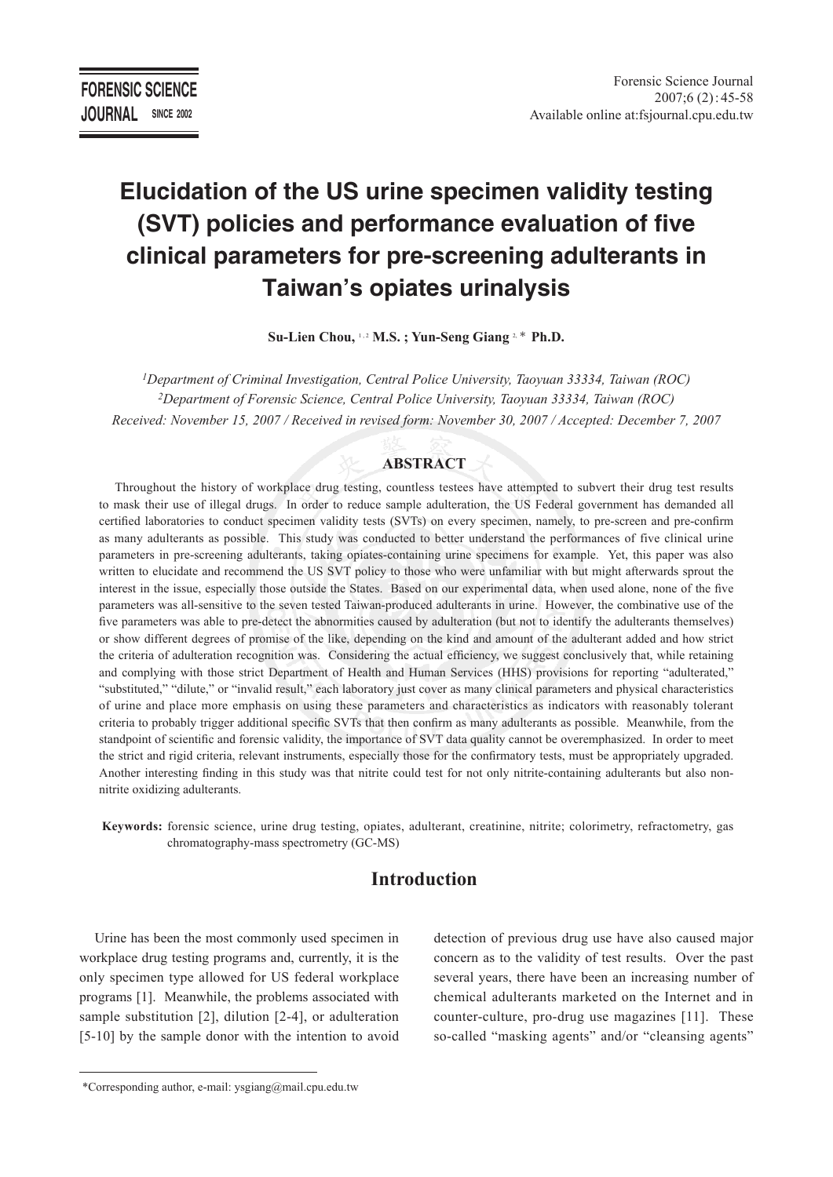# Elucidation of the US urine specimen validity testing (SVT) policies and performance evaluation of five clinical parameters for pre-screening adulterants in Taiwan's opiates urinalysis

**Su-Lien Chou,** [1,2] **M.S. ; Yun-Seng Giang** [2,*] **Ph.D.**

*[1]Department of Criminal Investigation, Central Police University, Taoyuan 33334, Taiwan (ROC)*
*[2]Department of Forensic Science, Central Police University, Taoyuan 33334, Taiwan (ROC)*
*Received: November 15, 2007 / Received in revised form: November 30, 2007 / Accepted: December 7, 2007*

## ABSTRACT

Throughout the history of workplace drug testing, countless testees have attempted to subvert their drug test results to mask their use of illegal drugs. In order to reduce sample adulteration, the US Federal government has demanded all certified laboratories to conduct specimen validity tests (SVTs) on every specimen, namely, to pre-screen and pre-confirm as many adulterants as possible. This study was conducted to better understand the performances of five clinical urine parameters in pre-screening adulterants, taking opiates-containing urine specimens for example. Yet, this paper was also written to elucidate and recommend the US SVT policy to those who were unfamiliar with but might afterwards sprout the interest in the issue, especially those outside the States. Based on our experimental data, when used alone, none of the five parameters was all-sensitive to the seven tested Taiwan-produced adulterants in urine. However, the combinative use of the five parameters was able to pre-detect the abnormities caused by adulteration (but not to identify the adulterants themselves) or show different degrees of promise of the like, depending on the kind and amount of the adulterant added and how strict the criteria of adulteration recognition was. Considering the actual efficiency, we suggest conclusively that, while retaining and complying with those strict Department of Health and Human Services (HHS) provisions for reporting "adulterated," "substituted," "dilute," or "invalid result," each laboratory just cover as many clinical parameters and physical characteristics of urine and place more emphasis on using these parameters and characteristics as indicators with reasonably tolerant criteria to probably trigger additional specific SVTs that then confirm as many adulterants as possible. Meanwhile, from the standpoint of scientific and forensic validity, the importance of SVT data quality cannot be overemphasized. In order to meet the strict and rigid criteria, relevant instruments, especially those for the confirmatory tests, must be appropriately upgraded. Another interesting finding in this study was that nitrite could test for not only nitrite-containing adulterants but also non-nitrite oxidizing adulterants.

**Keywords:** forensic science, urine drug testing, opiates, adulterant, creatinine, nitrite; colorimetry, refractometry, gas chromatography-mass spectrometry (GC-MS)

## Introduction

Urine has been the most commonly used specimen in workplace drug testing programs and, currently, it is the only specimen type allowed for US federal workplace programs [1]. Meanwhile, the problems associated with sample substitution [2], dilution [2-4], or adulteration [5-10] by the sample donor with the intention to avoid detection of previous drug use have also caused major concern as to the validity of test results. Over the past several years, there have been an increasing number of chemical adulterants marketed on the Internet and in counter-culture, pro-drug use magazines [11]. These so-called "masking agents" and/or "cleansing agents"

*Corresponding author, e-mail: ysgiang@mail.cpu.edu.tw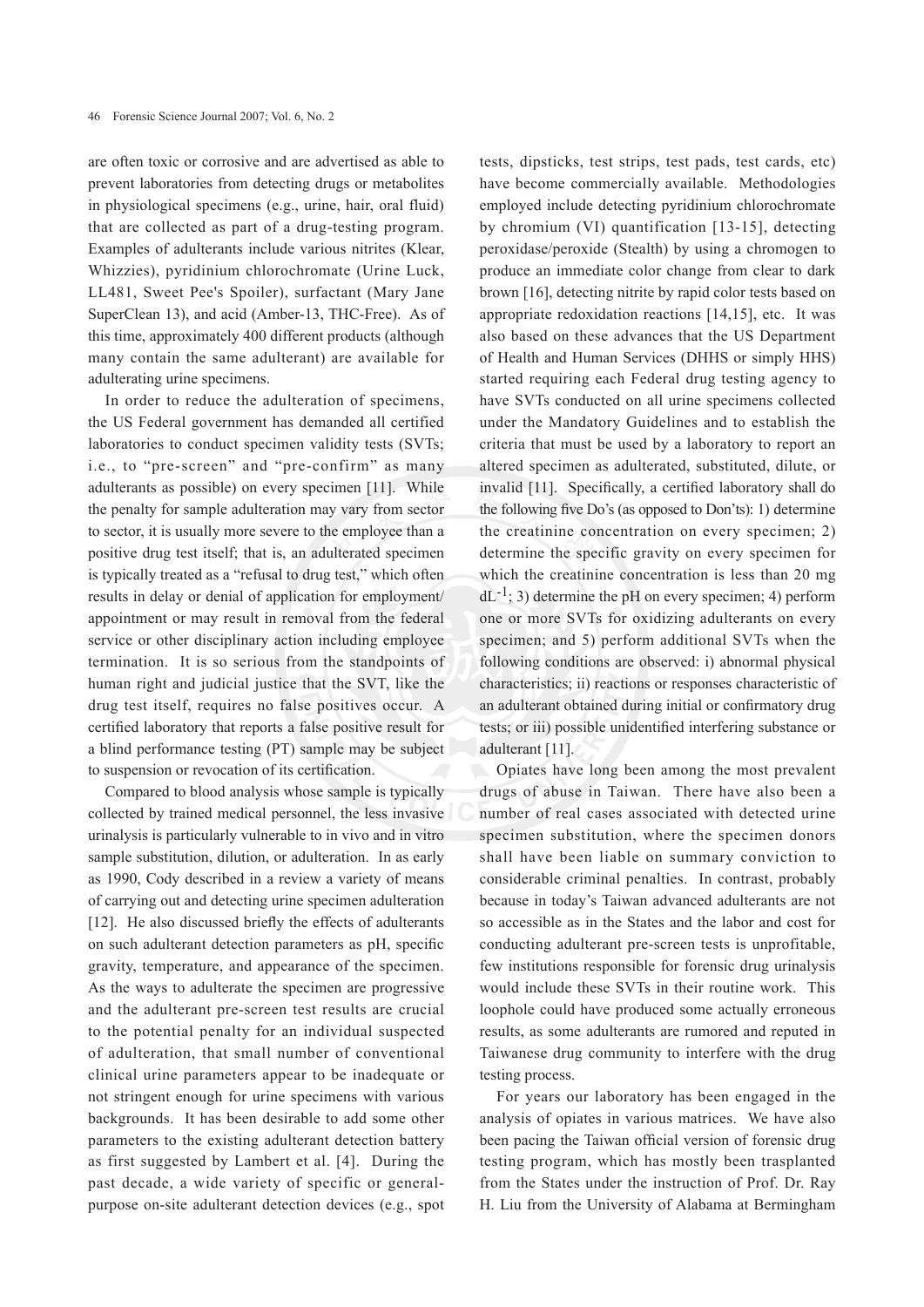are often toxic or corrosive and are advertised as able to prevent laboratories from detecting drugs or metabolites in physiological specimens (e.g., urine, hair, oral fluid) that are collected as part of a drug-testing program. Examples of adulterants include various nitrites (Klear, Whizzies), pyridinium chlorochromate (Urine Luck, LL481, Sweet Pee's Spoiler), surfactant (Mary Jane SuperClean 13), and acid (Amber-13, THC-Free). As of this time, approximately 400 different products (although many contain the same adulterant) are available for adulterating urine specimens.

In order to reduce the adulteration of specimens, the US Federal government has demanded all certified laboratories to conduct specimen validity tests (SVTs; i.e., to "pre-screen" and "pre-confirm" as many adulterants as possible) on every specimen [11]. While the penalty for sample adulteration may vary from sector to sector, it is usually more severe to the employee than a positive drug test itself; that is, an adulterated specimen is typically treated as a "refusal to drug test," which often results in delay or denial of application for employment/appointment or may result in removal from the federal service or other disciplinary action including employee termination. It is so serious from the standpoints of human right and judicial justice that the SVT, like the drug test itself, requires no false positives occur. A certified laboratory that reports a false positive result for a blind performance testing (PT) sample may be subject to suspension or revocation of its certification.

Compared to blood analysis whose sample is typically collected by trained medical personnel, the less invasive urinalysis is particularly vulnerable to in vivo and in vitro sample substitution, dilution, or adulteration. In as early as 1990, Cody described in a review a variety of means of carrying out and detecting urine specimen adulteration [12]. He also discussed briefly the effects of adulterants on such adulterant detection parameters as pH, specific gravity, temperature, and appearance of the specimen. As the ways to adulterate the specimen are progressive and the adulterant pre-screen test results are crucial to the potential penalty for an individual suspected of adulteration, that small number of conventional clinical urine parameters appear to be inadequate or not stringent enough for urine specimens with various backgrounds. It has been desirable to add some other parameters to the existing adulterant detection battery as first suggested by Lambert et al. [4]. During the past decade, a wide variety of specific or general-purpose on-site adulterant detection devices (e.g., spot tests, dipsticks, test strips, test pads, test cards, etc) have become commercially available. Methodologies employed include detecting pyridinium chlorochromate by chromium (VI) quantification [13-15], detecting peroxidase/peroxide (Stealth) by using a chromogen to produce an immediate color change from clear to dark brown [16], detecting nitrite by rapid color tests based on appropriate redoxidation reactions [14,15], etc. It was also based on these advances that the US Department of Health and Human Services (DHHS or simply HHS) started requiring each Federal drug testing agency to have SVTs conducted on all urine specimens collected under the Mandatory Guidelines and to establish the criteria that must be used by a laboratory to report an altered specimen as adulterated, substituted, dilute, or invalid [11]. Specifically, a certified laboratory shall do the following five Do's (as opposed to Don'ts): 1) determine the creatinine concentration on every specimen; 2) determine the specific gravity on every specimen for which the creatinine concentration is less than 20 mg $dL^{-1}$; 3) determine the pH on every specimen; 4) perform one or more SVTs for oxidizing adulterants on every specimen; and 5) perform additional SVTs when the following conditions are observed: i) abnormal physical characteristics; ii) reactions or responses characteristic of an adulterant obtained during initial or confirmatory drug tests; or iii) possible unidentified interfering substance or adulterant [11].

Opiates have long been among the most prevalent drugs of abuse in Taiwan. There have also been a number of real cases associated with detected urine specimen substitution, where the specimen donors shall have been liable on summary conviction to considerable criminal penalties. In contrast, probably because in today's Taiwan advanced adulterants are not so accessible as in the States and the labor and cost for conducting adulterant pre-screen tests is unprofitable, few institutions responsible for forensic drug urinalysis would include these SVTs in their routine work. This loophole could have produced some actually erroneous results, as some adulterants are rumored and reputed in Taiwanese drug community to interfere with the drug testing process.

For years our laboratory has been engaged in the analysis of opiates in various matrices. We have also been pacing the Taiwan official version of forensic drug testing program, which has mostly been trasplanted from the States under the instruction of Prof. Dr. Ray H. Liu from the University of Alabama at Bermingham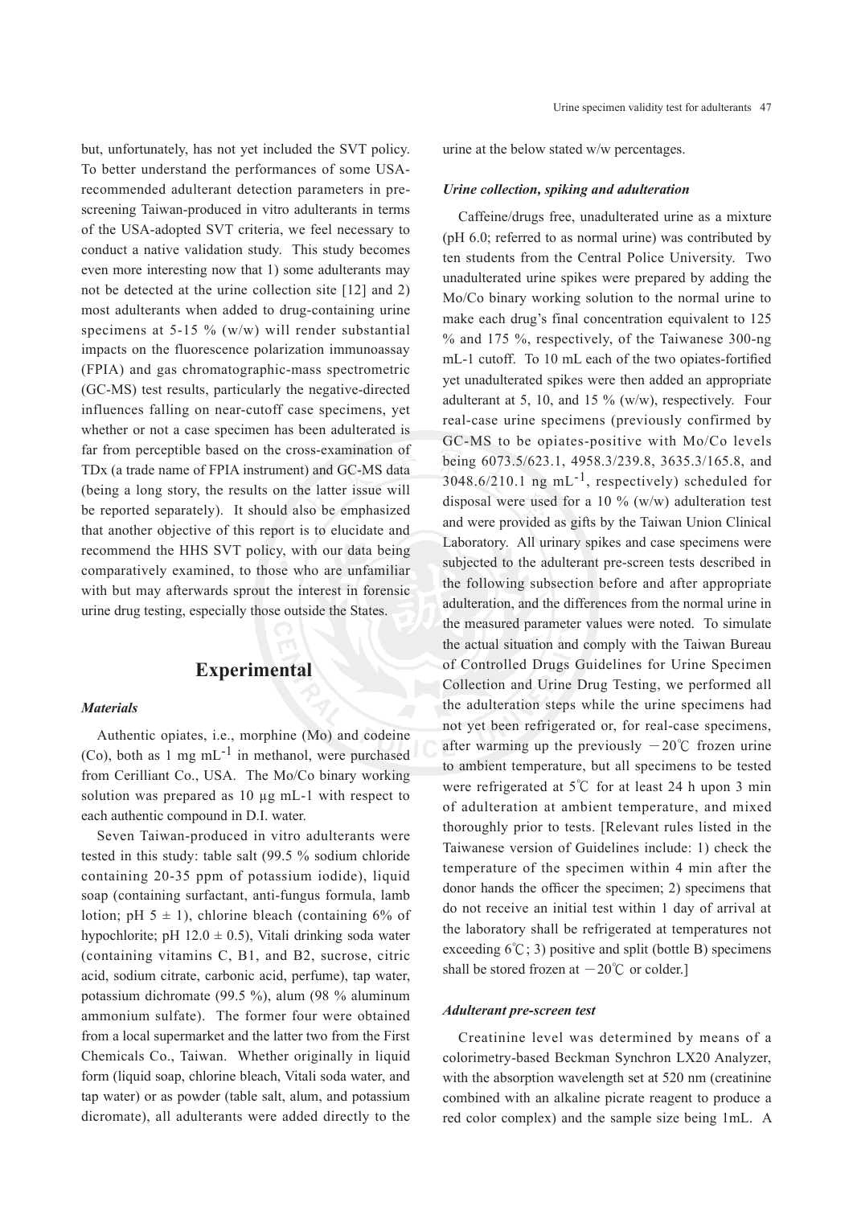but, unfortunately, has not yet included the SVT policy. To better understand the performances of some USA-recommended adulterant detection parameters in pre-screening Taiwan-produced in vitro adulterants in terms of the USA-adopted SVT criteria, we feel necessary to conduct a native validation study. This study becomes even more interesting now that 1) some adulterants may not be detected at the urine collection site [12] and 2) most adulterants when added to drug-containing urine specimens at 5-15 % (w/w) will render substantial impacts on the fluorescence polarization immunoassay (FPIA) and gas chromatographic-mass spectrometric (GC-MS) test results, particularly the negative-directed influences falling on near-cutoff case specimens, yet whether or not a case specimen has been adulterated is far from perceptible based on the cross-examination of TDx (a trade name of FPIA instrument) and GC-MS data (being a long story, the results on the latter issue will be reported separately). It should also be emphasized that another objective of this report is to elucidate and recommend the HHS SVT policy, with our data being comparatively examined, to those who are unfamiliar with but may afterwards sprout the interest in forensic urine drug testing, especially those outside the States.

## Experimental

### *Materials*

Authentic opiates, i.e., morphine (Mo) and codeine (Co), both as 1 mg $mL^{-1}$ in methanol, were purchased from Cerilliant Co., USA. The Mo/Co binary working solution was prepared as 10 µg mL-1 with respect to each authentic compound in D.I. water.

Seven Taiwan-produced in vitro adulterants were tested in this study: table salt (99.5 % sodium chloride containing 20-35 ppm of potassium iodide), liquid soap (containing surfactant, anti-fungus formula, lamb lotion; pH 5 ± 1), chlorine bleach (containing 6% of hypochlorite; pH 12.0 ± 0.5), Vitali drinking soda water (containing vitamins C, B1, and B2, sucrose, citric acid, sodium citrate, carbonic acid, perfume), tap water, potassium dichromate (99.5 %), alum (98 % aluminum ammonium sulfate). The former four were obtained from a local supermarket and the latter two from the First Chemicals Co., Taiwan. Whether originally in liquid form (liquid soap, chlorine bleach, Vitali soda water, and tap water) or as powder (table salt, alum, and potassium dicromate), all adulterants were added directly to the urine at the below stated w/w percentages.

### *Urine collection, spiking and adulteration*

Caffeine/drugs free, unadulterated urine as a mixture (pH 6.0; referred to as normal urine) was contributed by ten students from the Central Police University. Two unadulterated urine spikes were prepared by adding the Mo/Co binary working solution to the normal urine to make each drug's final concentration equivalent to 125 % and 175 %, respectively, of the Taiwanese 300-ng mL-1 cutoff. To 10 mL each of the two opiates-fortified yet unadulterated spikes were then added an appropriate adulterant at 5, 10, and 15 % (w/w), respectively. Four real-case urine specimens (previously confirmed by GC-MS to be opiates-positive with Mo/Co levels being 6073.5/623.1, 4958.3/239.8, 3635.3/165.8, and 3048.6/210.1 ng $mL^{-1}$, respectively) scheduled for disposal were used for a 10 % (w/w) adulteration test and were provided as gifts by the Taiwan Union Clinical Laboratory. All urinary spikes and case specimens were subjected to the adulterant pre-screen tests described in the following subsection before and after appropriate adulteration, and the differences from the normal urine in the measured parameter values were noted. To simulate the actual situation and comply with the Taiwan Bureau of Controlled Drugs Guidelines for Urine Specimen Collection and Urine Drug Testing, we performed all the adulteration steps while the urine specimens had not yet been refrigerated or, for real-case specimens, after warming up the previously −20℃ frozen urine to ambient temperature, but all specimens to be tested were refrigerated at 5℃ for at least 24 h upon 3 min of adulteration at ambient temperature, and mixed thoroughly prior to tests. [Relevant rules listed in the Taiwanese version of Guidelines include: 1) check the temperature of the specimen within 4 min after the donor hands the officer the specimen; 2) specimens that do not receive an initial test within 1 day of arrival at the laboratory shall be refrigerated at temperatures not exceeding 6℃; 3) positive and split (bottle B) specimens shall be stored frozen at −20℃ or colder.]

### *Adulterant pre-screen test*

Creatinine level was determined by means of a colorimetry-based Beckman Synchron LX20 Analyzer, with the absorption wavelength set at 520 nm (creatinine combined with an alkaline picrate reagent to produce a red color complex) and the sample size being 1mL. A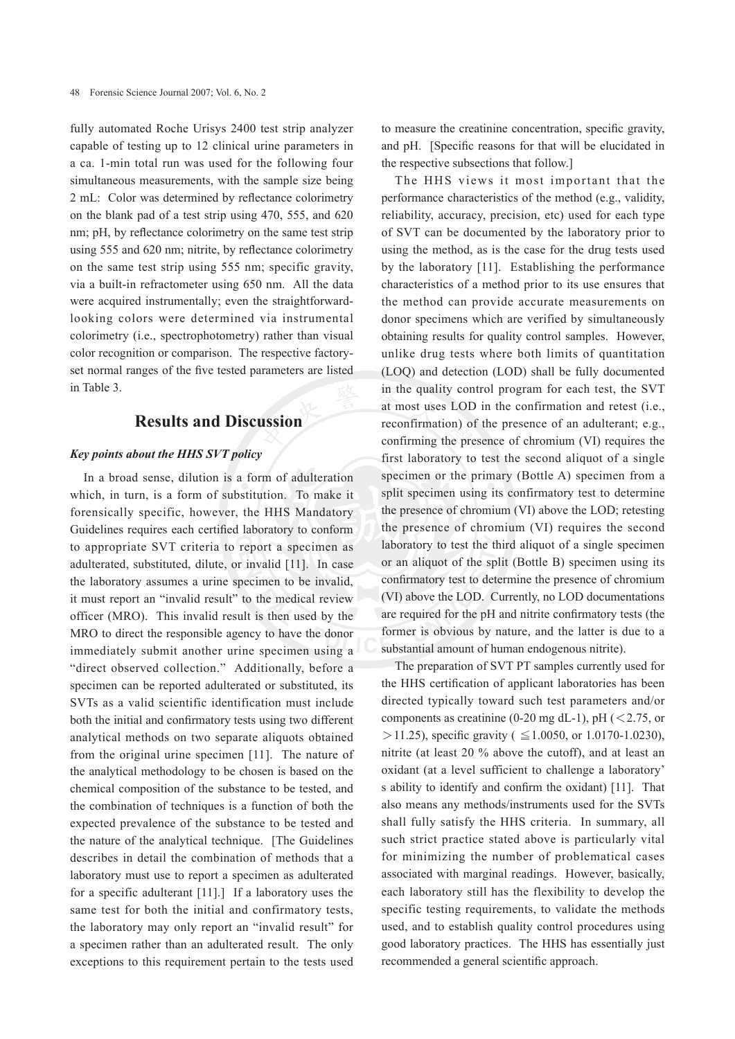fully automated Roche Urisys 2400 test strip analyzer capable of testing up to 12 clinical urine parameters in a ca. 1-min total run was used for the following four simultaneous measurements, with the sample size being 2 mL: Color was determined by reflectance colorimetry on the blank pad of a test strip using 470, 555, and 620 nm; pH, by reflectance colorimetry on the same test strip using 555 and 620 nm; nitrite, by reflectance colorimetry on the same test strip using 555 nm; specific gravity, via a built-in refractometer using 650 nm. All the data were acquired instrumentally; even the straightforward-looking colors were determined via instrumental colorimetry (i.e., spectrophotometry) rather than visual color recognition or comparison. The respective factory-set normal ranges of the five tested parameters are listed in Table 3.

## Results and Discussion

### *Key points about the HHS SVT policy*

In a broad sense, dilution is a form of adulteration which, in turn, is a form of substitution. To make it forensically specific, however, the HHS Mandatory Guidelines requires each certified laboratory to conform to appropriate SVT criteria to report a specimen as adulterated, substituted, dilute, or invalid [11]. In case the laboratory assumes a urine specimen to be invalid, it must report an "invalid result" to the medical review officer (MRO). This invalid result is then used by the MRO to direct the responsible agency to have the donor immediately submit another urine specimen using a "direct observed collection." Additionally, before a specimen can be reported adulterated or substituted, its SVTs as a valid scientific identification must include both the initial and confirmatory tests using two different analytical methods on two separate aliquots obtained from the original urine specimen [11]. The nature of the analytical methodology to be chosen is based on the chemical composition of the substance to be tested, and the combination of techniques is a function of both the expected prevalence of the substance to be tested and the nature of the analytical technique. [The Guidelines describes in detail the combination of methods that a laboratory must use to report a specimen as adulterated for a specific adulterant [11].] If a laboratory uses the same test for both the initial and confirmatory tests, the laboratory may only report an "invalid result" for a specimen rather than an adulterated result. The only exceptions to this requirement pertain to the tests used to measure the creatinine concentration, specific gravity, and pH. [Specific reasons for that will be elucidated in the respective subsections that follow.]

The HHS views it most important that the performance characteristics of the method (e.g., validity, reliability, accuracy, precision, etc) used for each type of SVT can be documented by the laboratory prior to using the method, as is the case for the drug tests used by the laboratory [11]. Establishing the performance characteristics of a method prior to its use ensures that the method can provide accurate measurements on donor specimens which are verified by simultaneously obtaining results for quality control samples. However, unlike drug tests where both limits of quantitation (LOQ) and detection (LOD) shall be fully documented in the quality control program for each test, the SVT at most uses LOD in the confirmation and retest (i.e., reconfirmation) of the presence of an adulterant; e.g., confirming the presence of chromium (VI) requires the first laboratory to test the second aliquot of a single specimen or the primary (Bottle A) specimen from a split specimen using its confirmatory test to determine the presence of chromium (VI) above the LOD; retesting the presence of chromium (VI) requires the second laboratory to test the third aliquot of a single specimen or an aliquot of the split (Bottle B) specimen using its confirmatory test to determine the presence of chromium (VI) above the LOD. Currently, no LOD documentations are required for the pH and nitrite confirmatory tests (the former is obvious by nature, and the latter is due to a substantial amount of human endogenous nitrite).

The preparation of SVT PT samples currently used for the HHS certification of applicant laboratories has been directed typically toward such test parameters and/or components as creatinine (0-20 mg dL-1), pH ($<$2.75, or $>$11.25), specific gravity ( $\leqq$1.0050, or 1.0170-1.0230), nitrite (at least 20 % above the cutoff), and at least an oxidant (at a level sufficient to challenge a laboratory's ability to identify and confirm the oxidant) [11]. That also means any methods/instruments used for the SVTs shall fully satisfy the HHS criteria. In summary, all such strict practice stated above is particularly vital for minimizing the number of problematical cases associated with marginal readings. However, basically, each laboratory still has the flexibility to develop the specific testing requirements, to validate the methods used, and to establish quality control procedures using good laboratory practices. The HHS has essentially just recommended a general scientific approach.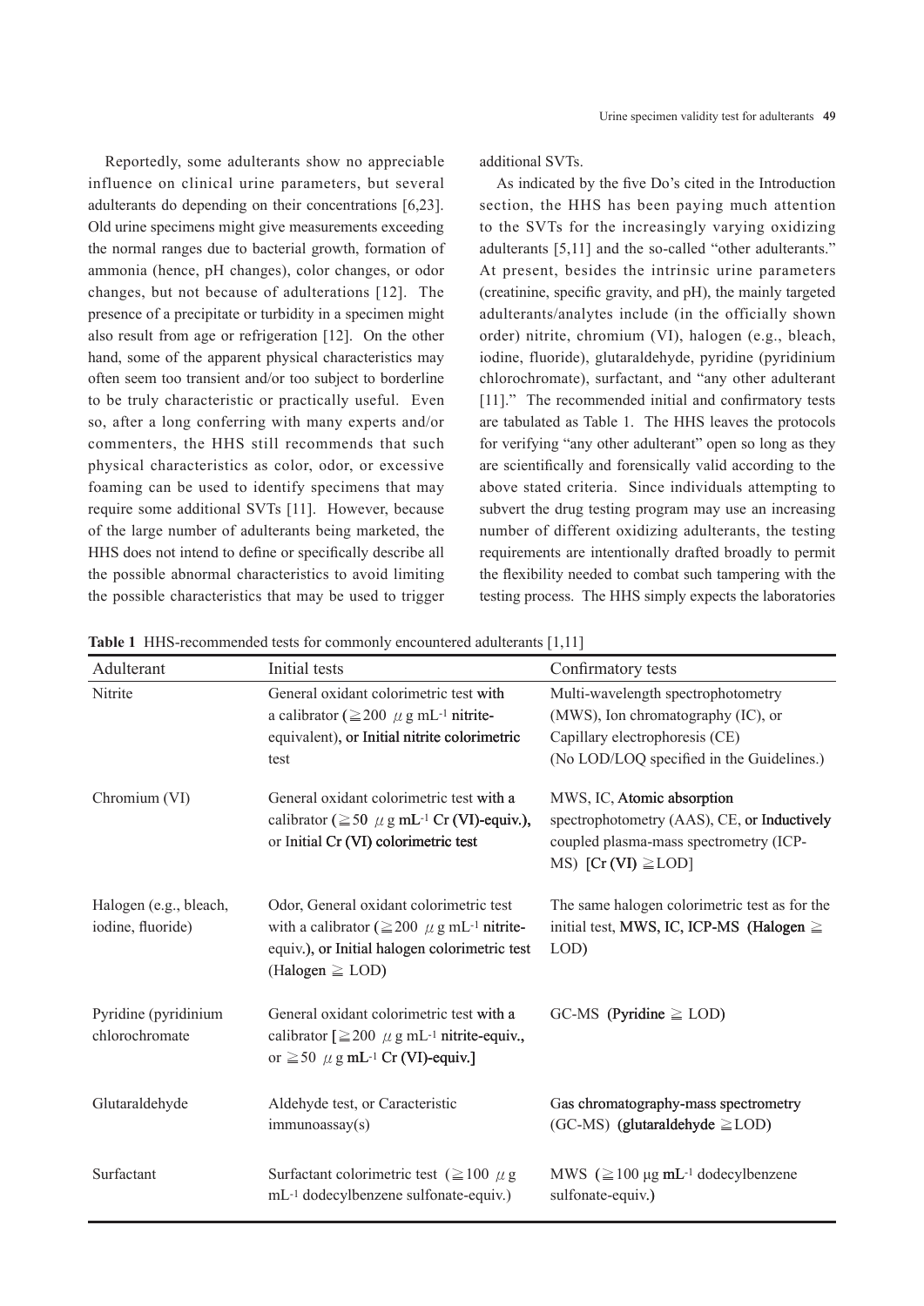Reportedly, some adulterants show no appreciable influence on clinical urine parameters, but several adulterants do depending on their concentrations [6,23]. Old urine specimens might give measurements exceeding the normal ranges due to bacterial growth, formation of ammonia (hence, pH changes), color changes, or odor changes, but not because of adulterations [12]. The presence of a precipitate or turbidity in a specimen might also result from age or refrigeration [12]. On the other hand, some of the apparent physical characteristics may often seem too transient and/or too subject to borderline to be truly characteristic or practically useful. Even so, after a long conferring with many experts and/or commenters, the HHS still recommends that such physical characteristics as color, odor, or excessive foaming can be used to identify specimens that may require some additional SVTs [11]. However, because of the large number of adulterants being marketed, the HHS does not intend to define or specifically describe all the possible abnormal characteristics to avoid limiting the possible characteristics that may be used to trigger additional SVTs.

As indicated by the five Do's cited in the Introduction section, the HHS has been paying much attention to the SVTs for the increasingly varying oxidizing adulterants [5,11] and the so-called "other adulterants." At present, besides the intrinsic urine parameters (creatinine, specific gravity, and pH), the mainly targeted adulterants/analytes include (in the officially shown order) nitrite, chromium (VI), halogen (e.g., bleach, iodine, fluoride), glutaraldehyde, pyridine (pyridinium chlorochromate), surfactant, and "any other adulterant [11]." The recommended initial and confirmatory tests are tabulated as Table 1. The HHS leaves the protocols for verifying "any other adulterant" open so long as they are scientifically and forensically valid according to the above stated criteria. Since individuals attempting to subvert the drug testing program may use an increasing number of different oxidizing adulterants, the testing requirements are intentionally drafted broadly to permit the flexibility needed to combat such tampering with the testing process. The HHS simply expects the laboratories

**Table 1** HHS-recommended tests for commonly encountered adulterants [1,11]

| Adulterant | Initial tests | Confirmatory tests |
|---|---|---|
| Nitrite | General oxidant colorimetric test with a calibrator (≧200 μg mL$^{-1}$ nitrite-equivalent), or Initial nitrite colorimetric test | Multi-wavelength spectrophotometry (MWS), Ion chromatography (IC), or Capillary electrophoresis (CE) (No LOD/LOQ specified in the Guidelines.) |
| Chromium (VI) | General oxidant colorimetric test with a calibrator (≧50 μg mL$^{-1}$ Cr (VI)-equiv.), or Initial Cr (VI) colorimetric test | MWS, IC, Atomic absorption spectrophotometry (AAS), CE, or Inductively coupled plasma-mass spectrometry (ICP-MS) [Cr (VI) ≧LOD] |
| Halogen (e.g., bleach, iodine, fluoride) | Odor, General oxidant colorimetric test with a calibrator (≧200 μg mL$^{-1}$ nitrite-equiv.), or Initial halogen colorimetric test (Halogen ≧ LOD) | The same halogen colorimetric test as for the initial test, MWS, IC, ICP-MS (Halogen ≧ LOD) |
| Pyridine (pyridinium chlorochromate | General oxidant colorimetric test with a calibrator [≧200 μg mL$^{-1}$ nitrite-equiv., or ≧50 μg mL$^{-1}$ Cr (VI)-equiv.] | GC-MS (Pyridine ≧ LOD) |
| Glutaraldehyde | Aldehyde test, or Caracteristic immunoassay(s) | Gas chromatography-mass spectrometry (GC-MS) (glutaraldehyde ≧LOD) |
| Surfactant | Surfactant colorimetric test (≧100 μg mL$^{-1}$ dodecylbenzene sulfonate-equiv.) | MWS (≧100 μg mL$^{-1}$ dodecylbenzene sulfonate-equiv.) |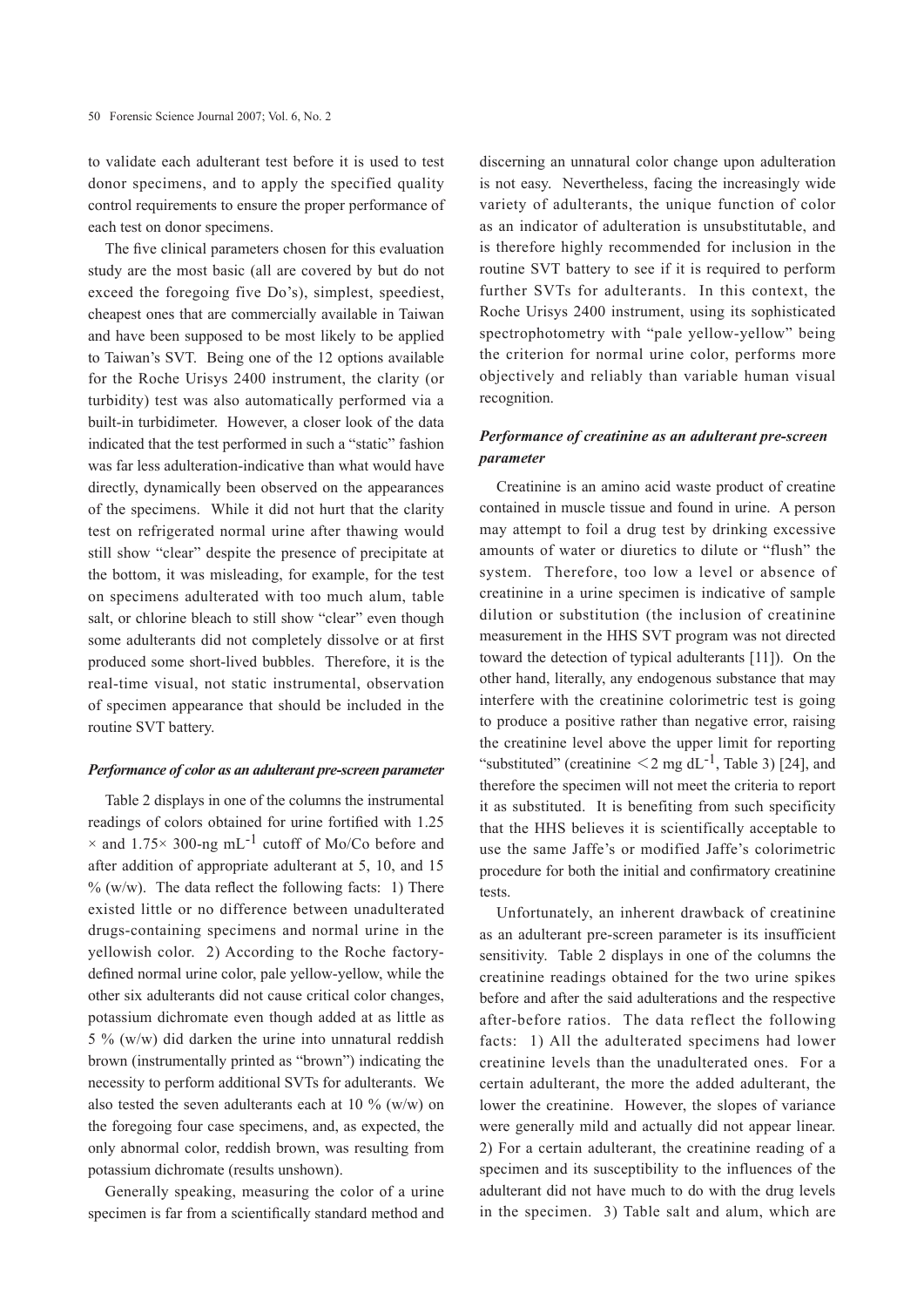to validate each adulterant test before it is used to test donor specimens, and to apply the specified quality control requirements to ensure the proper performance of each test on donor specimens.

The five clinical parameters chosen for this evaluation study are the most basic (all are covered by but do not exceed the foregoing five Do's), simplest, speediest, cheapest ones that are commercially available in Taiwan and have been supposed to be most likely to be applied to Taiwan's SVT. Being one of the 12 options available for the Roche Urisys 2400 instrument, the clarity (or turbidity) test was also automatically performed via a built-in turbidimeter. However, a closer look of the data indicated that the test performed in such a "static" fashion was far less adulteration-indicative than what would have directly, dynamically been observed on the appearances of the specimens. While it did not hurt that the clarity test on refrigerated normal urine after thawing would still show "clear" despite the presence of precipitate at the bottom, it was misleading, for example, for the test on specimens adulterated with too much alum, table salt, or chlorine bleach to still show "clear" even though some adulterants did not completely dissolve or at first produced some short-lived bubbles. Therefore, it is the real-time visual, not static instrumental, observation of specimen appearance that should be included in the routine SVT battery.

### *Performance of color as an adulterant pre-screen parameter*

Table 2 displays in one of the columns the instrumental readings of colors obtained for urine fortified with 1.25 $\times$ and 1.75$\times$ 300-ng mL$^{-1}$ cutoff of Mo/Co before and after addition of appropriate adulterant at 5, 10, and 15 % (w/w). The data reflect the following facts: 1) There existed little or no difference between unadulterated drugs-containing specimens and normal urine in the yellowish color. 2) According to the Roche factory-defined normal urine color, pale yellow-yellow, while the other six adulterants did not cause critical color changes, potassium dichromate even though added at as little as 5 % (w/w) did darken the urine into unnatural reddish brown (instrumentally printed as "brown") indicating the necessity to perform additional SVTs for adulterants. We also tested the seven adulterants each at 10 % (w/w) on the foregoing four case specimens, and, as expected, the only abnormal color, reddish brown, was resulting from potassium dichromate (results unshown).

Generally speaking, measuring the color of a urine specimen is far from a scientifically standard method and discerning an unnatural color change upon adulteration is not easy. Nevertheless, facing the increasingly wide variety of adulterants, the unique function of color as an indicator of adulteration is unsubstitutable, and is therefore highly recommended for inclusion in the routine SVT battery to see if it is required to perform further SVTs for adulterants. In this context, the Roche Urisys 2400 instrument, using its sophisticated spectrophotometry with "pale yellow-yellow" being the criterion for normal urine color, performs more objectively and reliably than variable human visual recognition.

### *Performance of creatinine as an adulterant pre-screen parameter*

Creatinine is an amino acid waste product of creatine contained in muscle tissue and found in urine. A person may attempt to foil a drug test by drinking excessive amounts of water or diuretics to dilute or "flush" the system. Therefore, too low a level or absence of creatinine in a urine specimen is indicative of sample dilution or substitution (the inclusion of creatinine measurement in the HHS SVT program was not directed toward the detection of typical adulterants [11]). On the other hand, literally, any endogenous substance that may interfere with the creatinine colorimetric test is going to produce a positive rather than negative error, raising the creatinine level above the upper limit for reporting "substituted" (creatinine $<$2 mg dL$^{-1}$, Table 3) [24], and therefore the specimen will not meet the criteria to report it as substituted. It is benefiting from such specificity that the HHS believes it is scientifically acceptable to use the same Jaffe's or modified Jaffe's colorimetric procedure for both the initial and confirmatory creatinine tests.

Unfortunately, an inherent drawback of creatinine as an adulterant pre-screen parameter is its insufficient sensitivity. Table 2 displays in one of the columns the creatinine readings obtained for the two urine spikes before and after the said adulterations and the respective after-before ratios. The data reflect the following facts: 1) All the adulterated specimens had lower creatinine levels than the unadulterated ones. For a certain adulterant, the more the added adulterant, the lower the creatinine. However, the slopes of variance were generally mild and actually did not appear linear. 2) For a certain adulterant, the creatinine reading of a specimen and its susceptibility to the influences of the adulterant did not have much to do with the drug levels in the specimen. 3) Table salt and alum, which are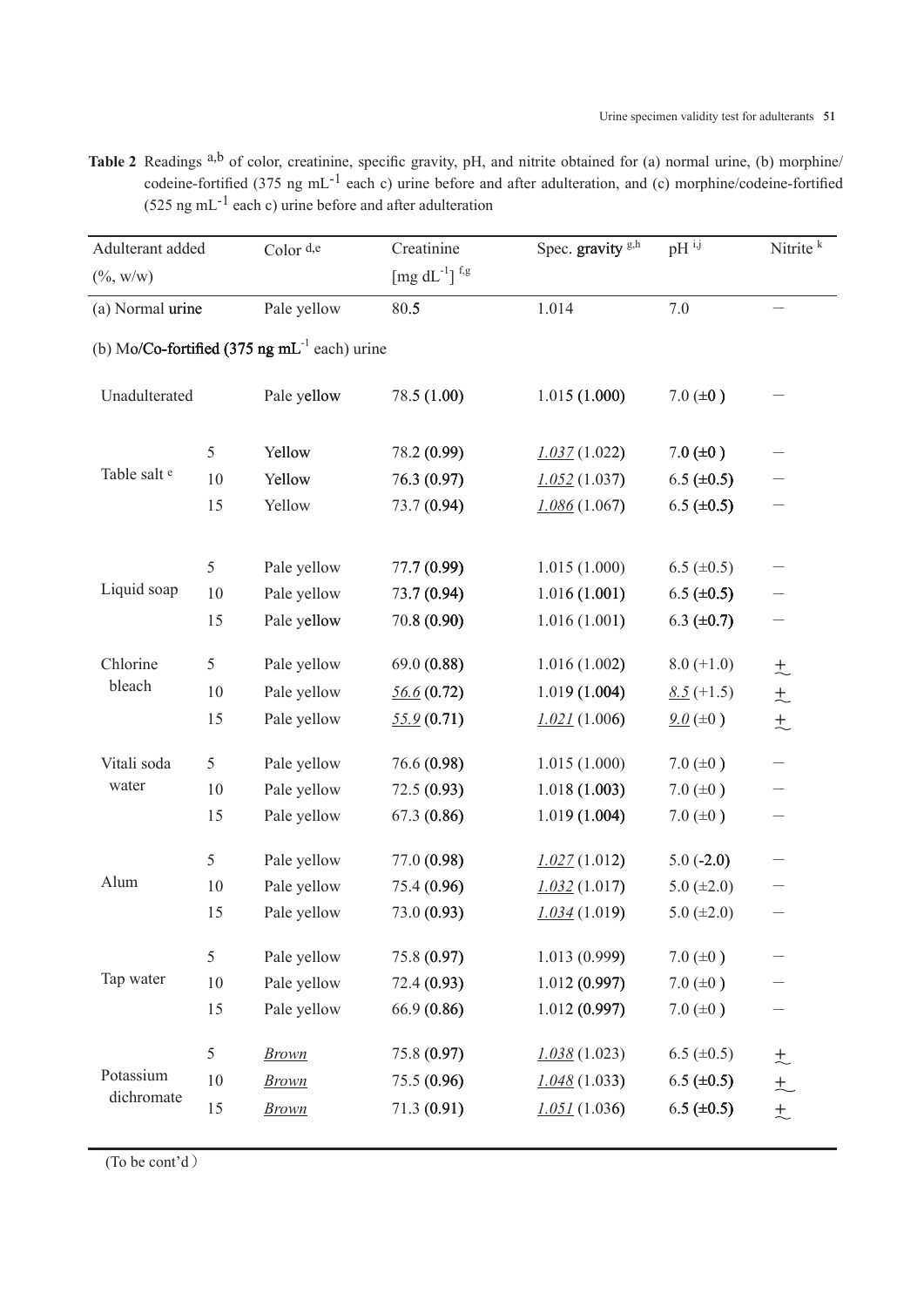**Table 2** Readings [a,b] of color, creatinine, specific gravity, pH, and nitrite obtained for (a) normal urine, (b) morphine/codeine-fortified (375 ng $mL^{-1}$ each c) urine before and after adulteration, and (c) morphine/codeine-fortified (525 ng $mL^{-1}$ each c) urine before and after adulteration

| Adulterant added (%, w/w) | | Color [d,e] | Creatinine [mg $dL^{-1}$] [f,g] | Spec. gravity [g,h] | pH [i,j] | Nitrite [k] |
|---|---|---|---|---|---|---|
| (a) Normal urine | | Pale yellow | 80.5 | 1.014 | 7.0 | — |
| (b) Mo/Co-fortified (375 ng $mL^{-1}$ each) urine | | | | | | |
| Unadulterated | | Pale yellow | 78.5 (1.00) | 1.015 (1.000) | 7.0 (±0) | — |
| Table salt [e] | 5 | Yellow | 78.2 (0.99) | _1.037_ (1.022) | 7.0 (±0) | — |
| | 10 | Yellow | 76.3 (0.97) | _1.052_ (1.037) | 6.5 (±0.5) | — |
| | 15 | Yellow | 73.7 (0.94) | _1.086_ (1.067) | 6.5 (±0.5) | — |
| Liquid soap | 5 | Pale yellow | 77.7 (0.99) | 1.015 (1.000) | 6.5 (±0.5) | — |
| | 10 | Pale yellow | 73.7 (0.94) | 1.016 (1.001) | 6.5 (±0.5) | — |
| | 15 | Pale yellow | 70.8 (0.90) | 1.016 (1.001) | 6.3 (±0.7) | — |
| Chlorine bleach | 5 | Pale yellow | 69.0 (0.88) | 1.016 (1.002) | 8.0 (+1.0) | ± |
| | 10 | Pale yellow | _56.6_ (0.72) | 1.019 (1.004) | _8.5_ (+1.5) | ± |
| | 15 | Pale yellow | _55.9_ (0.71) | _1.021_ (1.006) | _9.0_ (±0) | ± |
| Vitali soda water | 5 | Pale yellow | 76.6 (0.98) | 1.015 (1.000) | 7.0 (±0) | — |
| | 10 | Pale yellow | 72.5 (0.93) | 1.018 (1.003) | 7.0 (±0) | — |
| | 15 | Pale yellow | 67.3 (0.86) | 1.019 (1.004) | 7.0 (±0) | — |
| Alum | 5 | Pale yellow | 77.0 (0.98) | _1.027_ (1.012) | 5.0 (-2.0) | — |
| | 10 | Pale yellow | 75.4 (0.96) | _1.032_ (1.017) | 5.0 (±2.0) | — |
| | 15 | Pale yellow | 73.0 (0.93) | _1.034_ (1.019) | 5.0 (±2.0) | — |
| Tap water | 5 | Pale yellow | 75.8 (0.97) | 1.013 (0.999) | 7.0 (±0) | — |
| | 10 | Pale yellow | 72.4 (0.93) | 1.012 (0.997) | 7.0 (±0) | — |
| | 15 | Pale yellow | 66.9 (0.86) | 1.012 (0.997) | 7.0 (±0) | — |
| Potassium dichromate | 5 | _Brown_ | 75.8 (0.97) | _1.038_ (1.023) | 6.5 (±0.5) | ± |
| | 10 | _Brown_ | 75.5 (0.96) | _1.048_ (1.033) | 6.5 (±0.5) | ± |
| | 15 | _Brown_ | 71.3 (0.91) | _1.051_ (1.036) | 6.5 (±0.5) | ± |

(To be cont'd)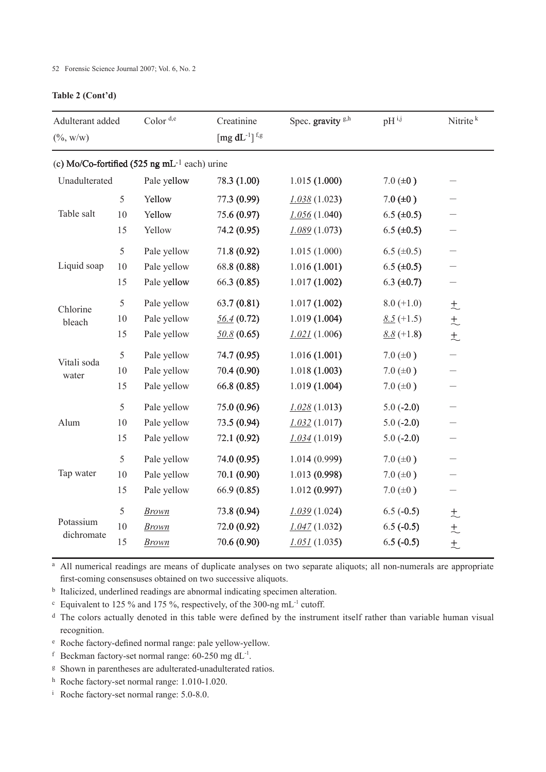**Table 2 (Cont'd)**

| Adulterant added (%, w/w) | | Color [d,e] | Creatinine [mg $dL^{-1}$] [f,g] | Spec. gravity [g,h] | pH [i,j] | Nitrite [k] |
|---|---|---|---|---|---|---|
| (c) Mo/Co-fortified (525 ng $mL^{-1}$ each) urine | | | | | | |
| Unadulterated | | Pale yellow | 78.3 (1.00) | 1.015 (1.000) | 7.0 (±0) | — |
| Table salt | 5 | Yellow | 77.3 (0.99) | *1.038* (1.023) | 7.0 (±0) | — |
| | 10 | Yellow | 75.6 (0.97) | *1.056* (1.040) | 6.5 (±0.5) | — |
| | 15 | Yellow | 74.2 (0.95) | *1.089* (1.073) | 6.5 (±0.5) | — |
| Liquid soap | 5 | Pale yellow | 71.8 (0.92) | 1.015 (1.000) | 6.5 (±0.5) | — |
| | 10 | Pale yellow | 68.8 (0.88) | 1.016 (1.001) | 6.5 (±0.5) | — |
| | 15 | Pale yellow | 66.3 (0.85) | 1.017 (1.002) | 6.3 (±0.7) | — |
| Chlorine bleach | 5 | Pale yellow | 63.7 (0.81) | 1.017 (1.002) | 8.0 (+1.0) | ± |
| | 10 | Pale yellow | *56.4* (0.72) | 1.019 (1.004) | *8.5* (+1.5) | ± |
| | 15 | Pale yellow | *50.8* (0.65) | *1.021* (1.006) | *8.8* (+1.8) | ± |
| Vitali soda water | 5 | Pale yellow | 74.7 (0.95) | 1.016 (1.001) | 7.0 (±0) | — |
| | 10 | Pale yellow | 70.4 (0.90) | 1.018 (1.003) | 7.0 (±0) | — |
| | 15 | Pale yellow | 66.8 (0.85) | 1.019 (1.004) | 7.0 (±0) | — |
| Alum | 5 | Pale yellow | 75.0 (0.96) | *1.028* (1.013) | 5.0 (-2.0) | — |
| | 10 | Pale yellow | 73.5 (0.94) | *1.032* (1.017) | 5.0 (-2.0) | — |
| | 15 | Pale yellow | 72.1 (0.92) | *1.034* (1.019) | 5.0 (-2.0) | — |
| Tap water | 5 | Pale yellow | 74.0 (0.95) | 1.014 (0.999) | 7.0 (±0) | — |
| | 10 | Pale yellow | 70.1 (0.90) | 1.013 (0.998) | 7.0 (±0) | — |
| | 15 | Pale yellow | 66.9 (0.85) | 1.012 (0.997) | 7.0 (±0) | — |
| Potassium dichromate | 5 | *Brown* | 73.8 (0.94) | *1.039* (1.024) | 6.5 (-0.5) | ± |
| | 10 | *Brown* | 72.0 (0.92) | *1.047* (1.032) | 6.5 (-0.5) | ± |
| | 15 | *Brown* | 70.6 (0.90) | *1.051* (1.035) | 6.5 (-0.5) | ± |

[a] All numerical readings are means of duplicate analyses on two separate aliquots; all non-numerals are appropriate first-coming consensuses obtained on two successive aliquots.

[b] Italicized, underlined readings are abnormal indicating specimen alteration.

[c] Equivalent to 125 % and 175 %, respectively, of the 300-ng $mL^{-1}$ cutoff.

[d] The colors actually denoted in this table were defined by the instrument itself rather than variable human visual recognition.

[e] Roche factory-defined normal range: pale yellow-yellow.

[f] Beckman factory-set normal range: 60-250 mg $dL^{-1}$.

[g] Shown in parentheses are adulterated-unadulterated ratios.

[h] Roche factory-set normal range: 1.010-1.020.

[i] Roche factory-set normal range: 5.0-8.0.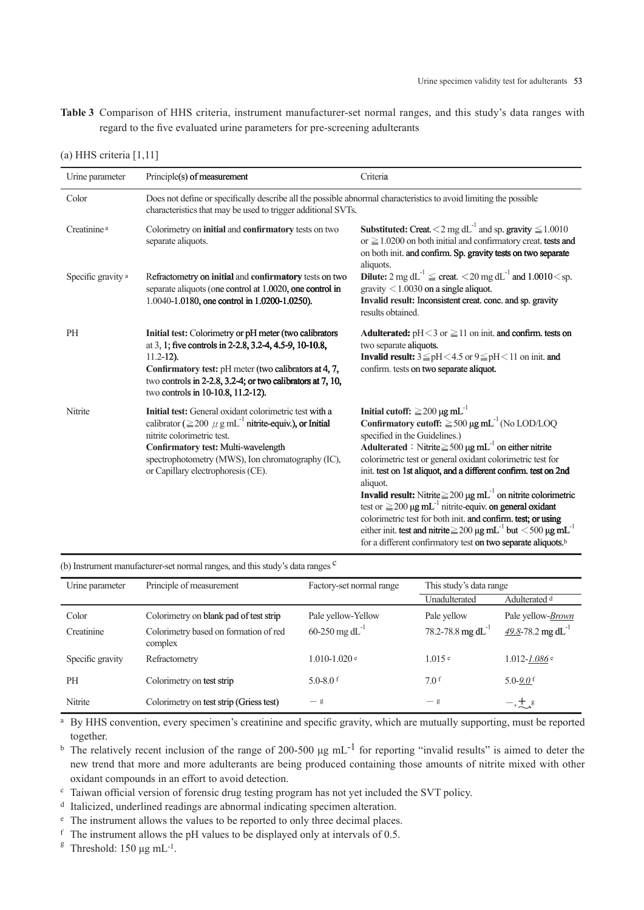**Table 3** Comparison of HHS criteria, instrument manufacturer-set normal ranges, and this study's data ranges with regard to the five evaluated urine parameters for pre-screening adulterants

(a) HHS criteria [1,11]

| Urine parameter | Principle(s) of measurement | Criteria |
|---|---|---|
| Color | Does not define or specifically describe all the possible abnormal characteristics to avoid limiting the possible characteristics that may be used to trigger additional SVTs. | |
| Creatinine [a] | Colorimetry on **initial** and **confirmatory** tests on two separate aliquots. | **Substituted:** Creat. < 2 mg $dL^{-1}$ and sp. gravity ≦ 1.0010 or ≧ 1.0200 on both initial and confirmatory creat. tests and on both init. and confirm. Sp. gravity tests on two separate aliquots. |
| Specific gravity [a] | Refractometry on initial and confirmatory tests on two separate aliquots (one control at 1.0020, one control in 1.0040-1.0180, one control in 1.0200-1.0250). | **Dilute:** 2 mg $dL^{-1}$ ≦ creat. < 20 mg $dL^{-1}$ and 1.0010 < sp. gravity < 1.0030 on a single aliquot. **Invalid result:** Inconsistent creat. conc. and sp. gravity results obtained. |
| PH | **Initial test:** Colorimetry or pH meter (two calibrators at 3, 1; five controls in 2-2.8, 3.2-4, 4.5-9, 10-10.8, 11.2-12). **Confirmatory test:** pH meter (two calibrators at 4, 7, two controls in 2-2.8, 3.2-4; or two calibrators at 7, 10, two controls in 10-10.8, 11.2-12). | **Adulterated:** pH < 3 or ≧ 11 on init. and confirm. tests on two separate aliquots. **Invalid result:** 3 ≦ pH < 4.5 or 9 ≦ pH < 11 on init. and confirm. tests on two separate aliquot. |
| Nitrite | **Initial test:** General oxidant colorimetric test with a calibrator (≧ 200 μg $mL^{-1}$ nitrite-equiv.), or Initial nitrite colorimetric test. **Confirmatory test:** Multi-wavelength spectrophotometry (MWS), Ion chromatography (IC), or Capillary electrophoresis (CE). | **Initial cutoff:** ≧ 200 μg $mL^{-1}$ **Confirmatory cutoff:** ≧ 500 μg $mL^{-1}$ (No LOD/LOQ specified in the Guidelines.) **Adulterated**：Nitrite ≧ 500 μg $mL^{-1}$ on either nitrite colorimetric test or general oxidant colorimetric test for init. test on 1st aliquot, and a different confirm. test on 2nd aliquot. **Invalid result:** Nitrite ≧ 200 μg $mL^{-1}$ on nitrite colorimetric test or ≧ 200 μg $mL^{-1}$ nitrite-equiv. on general oxidant colorimetric test for both init. and confirm. test; or using either init. test and nitrite ≧ 200 μg $mL^{-1}$ but < 500 μg $mL^{-1}$ for a different confirmatory test on two separate aliquots.[b] |

(b) Instrument manufacturer-set normal ranges, and this study's data ranges [c]

| Urine parameter | Principle of measurement | Factory-set normal range | This study's data range | |
|---|---|---|---|---|
| | | | Unadulterated | Adulterated [d] |
| Color | Colorimetry on blank pad of test strip | Pale yellow-Yellow | Pale yellow | Pale yellow-*<u>Brown</u>* |
| Creatinine | Colorimetry based on formation of red complex | 60-250 mg $dL^{-1}$ | 78.2-78.8 mg $dL^{-1}$ | *<u>49.8</u>*-78.2 mg $dL^{-1}$ |
| Specific gravity | Refractometry | 1.010-1.020 [e] | 1.015 [e] | 1.012-*<u>1.086</u>* [e] |
| PH | Colorimetry on test strip | 5.0-8.0 [f] | 7.0 [f] | 5.0-*<u>9.0</u>* [f] |
| Nitrite | Colorimetry on test strip (Griess test) | − [g] | − [g] | −, *<u>±</u>* [g] |

[a] By HHS convention, every specimen's creatinine and specific gravity, which are mutually supporting, must be reported together.

[b] The relatively recent inclusion of the range of 200-500 μg $mL^{-1}$ for reporting "invalid results" is aimed to deter the new trend that more and more adulterants are being produced containing those amounts of nitrite mixed with other oxidant compounds in an effort to avoid detection.

[c] Taiwan official version of forensic drug testing program has not yet included the SVT policy.

[d] Italicized, underlined readings are abnormal indicating specimen alteration.

[e] The instrument allows the values to be reported to only three decimal places.

[f] The instrument allows the pH values to be displayed only at intervals of 0.5.

[g] Threshold: 150 μg $mL^{-1}$.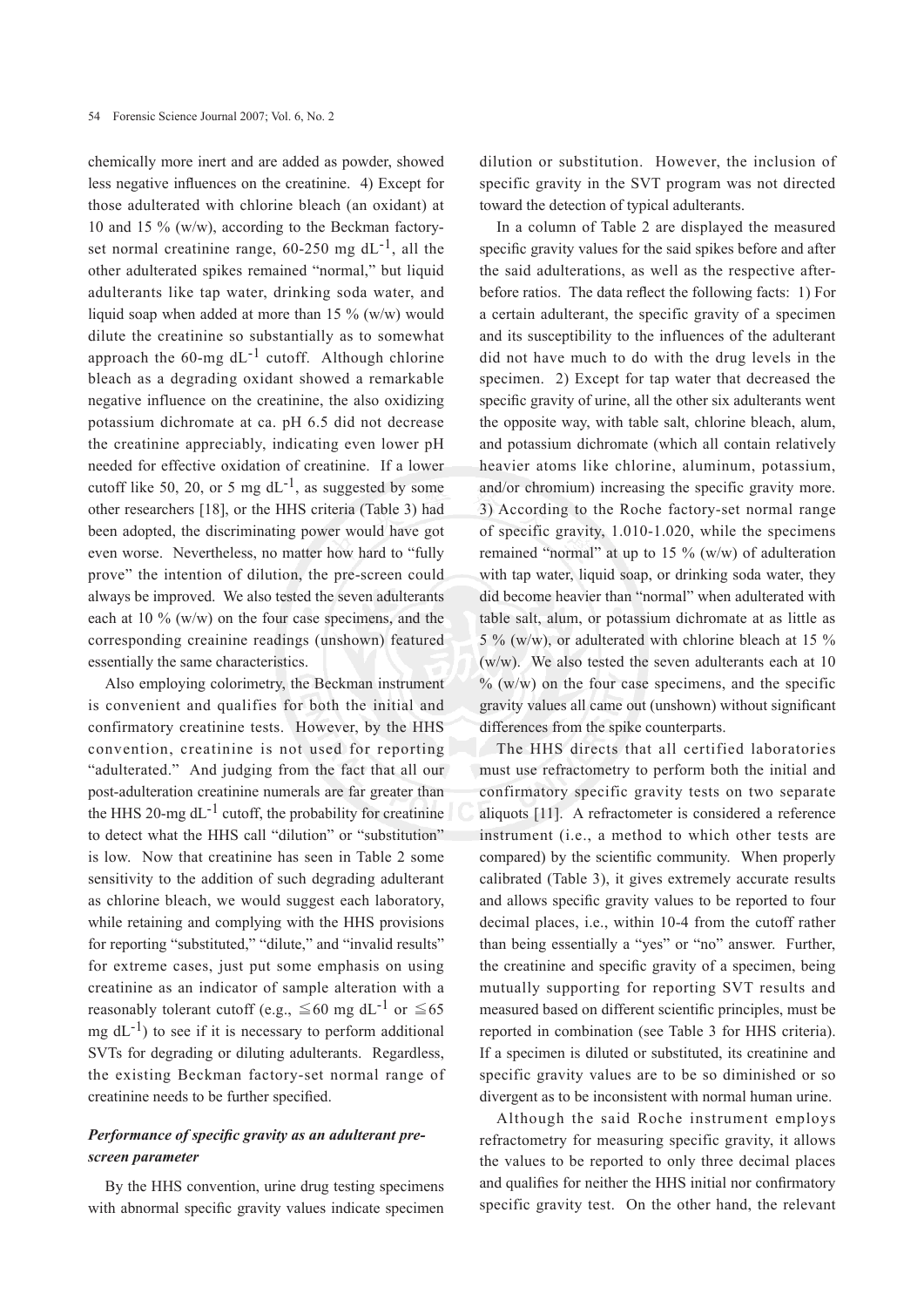chemically more inert and are added as powder, showed less negative influences on the creatinine. 4) Except for those adulterated with chlorine bleach (an oxidant) at 10 and 15 % (w/w), according to the Beckman factory-set normal creatinine range, 60-250 mg $dL^{-1}$, all the other adulterated spikes remained "normal," but liquid adulterants like tap water, drinking soda water, and liquid soap when added at more than 15 % (w/w) would dilute the creatinine so substantially as to somewhat approach the 60-mg $dL^{-1}$ cutoff. Although chlorine bleach as a degrading oxidant showed a remarkable negative influence on the creatinine, the also oxidizing potassium dichromate at ca. pH 6.5 did not decrease the creatinine appreciably, indicating even lower pH needed for effective oxidation of creatinine. If a lower cutoff like 50, 20, or 5 mg $dL^{-1}$, as suggested by some other researchers [18], or the HHS criteria (Table 3) had been adopted, the discriminating power would have got even worse. Nevertheless, no matter how hard to "fully prove" the intention of dilution, the pre-screen could always be improved. We also tested the seven adulterants each at 10 % (w/w) on the four case specimens, and the corresponding creainine readings (unshown) featured essentially the same characteristics.

Also employing colorimetry, the Beckman instrument is convenient and qualifies for both the initial and confirmatory creatinine tests. However, by the HHS convention, creatinine is not used for reporting "adulterated." And judging from the fact that all our post-adulteration creatinine numerals are far greater than the HHS 20-mg $dL^{-1}$ cutoff, the probability for creatinine to detect what the HHS call "dilution" or "substitution" is low. Now that creatinine has seen in Table 2 some sensitivity to the addition of such degrading adulterant as chlorine bleach, we would suggest each laboratory, while retaining and complying with the HHS provisions for reporting "substituted," "dilute," and "invalid results" for extreme cases, just put some emphasis on using creatinine as an indicator of sample alteration with a reasonably tolerant cutoff (e.g., $\leqq 60$ mg $dL^{-1}$ or $\leqq 65$ mg $dL^{-1}$) to see if it is necessary to perform additional SVTs for degrading or diluting adulterants. Regardless, the existing Beckman factory-set normal range of creatinine needs to be further specified.

### *Performance of specific gravity as an adulterant pre-screen parameter*

By the HHS convention, urine drug testing specimens with abnormal specific gravity values indicate specimen dilution or substitution. However, the inclusion of specific gravity in the SVT program was not directed toward the detection of typical adulterants.

In a column of Table 2 are displayed the measured specific gravity values for the said spikes before and after the said adulterations, as well as the respective after-before ratios. The data reflect the following facts: 1) For a certain adulterant, the specific gravity of a specimen and its susceptibility to the influences of the adulterant did not have much to do with the drug levels in the specimen. 2) Except for tap water that decreased the specific gravity of urine, all the other six adulterants went the opposite way, with table salt, chlorine bleach, alum, and potassium dichromate (which all contain relatively heavier atoms like chlorine, aluminum, potassium, and/or chromium) increasing the specific gravity more. 3) According to the Roche factory-set normal range of specific gravity, 1.010-1.020, while the specimens remained "normal" at up to 15 % (w/w) of adulteration with tap water, liquid soap, or drinking soda water, they did become heavier than "normal" when adulterated with table salt, alum, or potassium dichromate at as little as 5 % (w/w), or adulterated with chlorine bleach at 15 % (w/w). We also tested the seven adulterants each at 10 % (w/w) on the four case specimens, and the specific gravity values all came out (unshown) without significant differences from the spike counterparts.

The HHS directs that all certified laboratories must use refractometry to perform both the initial and confirmatory specific gravity tests on two separate aliquots [11]. A refractometer is considered a reference instrument (i.e., a method to which other tests are compared) by the scientific community. When properly calibrated (Table 3), it gives extremely accurate results and allows specific gravity values to be reported to four decimal places, i.e., within 10-4 from the cutoff rather than being essentially a "yes" or "no" answer. Further, the creatinine and specific gravity of a specimen, being mutually supporting for reporting SVT results and measured based on different scientific principles, must be reported in combination (see Table 3 for HHS criteria). If a specimen is diluted or substituted, its creatinine and specific gravity values are to be so diminished or so divergent as to be inconsistent with normal human urine.

Although the said Roche instrument employs refractometry for measuring specific gravity, it allows the values to be reported to only three decimal places and qualifies for neither the HHS initial nor confirmatory specific gravity test. On the other hand, the relevant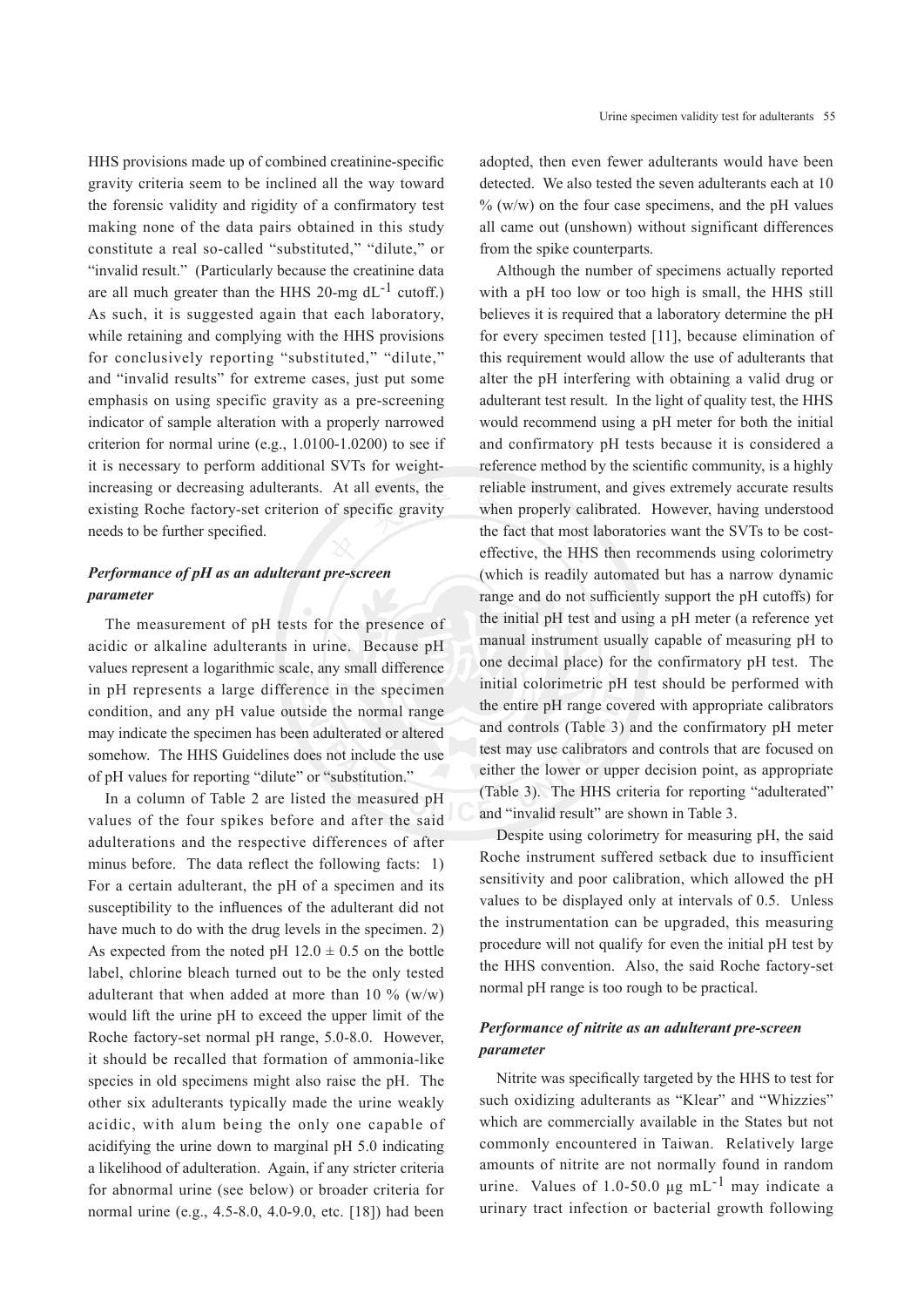HHS provisions made up of combined creatinine-specific gravity criteria seem to be inclined all the way toward the forensic validity and rigidity of a confirmatory test making none of the data pairs obtained in this study constitute a real so-called "substituted," "dilute," or "invalid result." (Particularly because the creatinine data are all much greater than the HHS 20-mg $dL^{-1}$ cutoff.) As such, it is suggested again that each laboratory, while retaining and complying with the HHS provisions for conclusively reporting "substituted," "dilute," and "invalid results" for extreme cases, just put some emphasis on using specific gravity as a pre-screening indicator of sample alteration with a properly narrowed criterion for normal urine (e.g., 1.0100-1.0200) to see if it is necessary to perform additional SVTs for weight-increasing or decreasing adulterants. At all events, the existing Roche factory-set criterion of specific gravity needs to be further specified.

### *Performance of pH as an adulterant pre-screen parameter*

The measurement of pH tests for the presence of acidic or alkaline adulterants in urine. Because pH values represent a logarithmic scale, any small difference in pH represents a large difference in the specimen condition, and any pH value outside the normal range may indicate the specimen has been adulterated or altered somehow. The HHS Guidelines does not include the use of pH values for reporting "dilute" or "substitution."

In a column of Table 2 are listed the measured pH values of the four spikes before and after the said adulterations and the respective differences of after minus before. The data reflect the following facts: 1) For a certain adulterant, the pH of a specimen and its susceptibility to the influences of the adulterant did not have much to do with the drug levels in the specimen. 2) As expected from the noted pH 12.0 ± 0.5 on the bottle label, chlorine bleach turned out to be the only tested adulterant that when added at more than 10 % (w/w) would lift the urine pH to exceed the upper limit of the Roche factory-set normal pH range, 5.0-8.0. However, it should be recalled that formation of ammonia-like species in old specimens might also raise the pH. The other six adulterants typically made the urine weakly acidic, with alum being the only one capable of acidifying the urine down to marginal pH 5.0 indicating a likelihood of adulteration. Again, if any stricter criteria for abnormal urine (see below) or broader criteria for normal urine (e.g., 4.5-8.0, 4.0-9.0, etc. [18]) had been adopted, then even fewer adulterants would have been detected. We also tested the seven adulterants each at 10 % (w/w) on the four case specimens, and the pH values all came out (unshown) without significant differences from the spike counterparts.

Although the number of specimens actually reported with a pH too low or too high is small, the HHS still believes it is required that a laboratory determine the pH for every specimen tested [11], because elimination of this requirement would allow the use of adulterants that alter the pH interfering with obtaining a valid drug or adulterant test result. In the light of quality test, the HHS would recommend using a pH meter for both the initial and confirmatory pH tests because it is considered a reference method by the scientific community, is a highly reliable instrument, and gives extremely accurate results when properly calibrated. However, having understood the fact that most laboratories want the SVTs to be cost-effective, the HHS then recommends using colorimetry (which is readily automated but has a narrow dynamic range and do not sufficiently support the pH cutoffs) for the initial pH test and using a pH meter (a reference yet manual instrument usually capable of measuring pH to one decimal place) for the confirmatory pH test. The initial colorimetric pH test should be performed with the entire pH range covered with appropriate calibrators and controls (Table 3) and the confirmatory pH meter test may use calibrators and controls that are focused on either the lower or upper decision point, as appropriate (Table 3). The HHS criteria for reporting "adulterated" and "invalid result" are shown in Table 3.

Despite using colorimetry for measuring pH, the said Roche instrument suffered setback due to insufficient sensitivity and poor calibration, which allowed the pH values to be displayed only at intervals of 0.5. Unless the instrumentation can be upgraded, this measuring procedure will not qualify for even the initial pH test by the HHS convention. Also, the said Roche factory-set normal pH range is too rough to be practical.

### *Performance of nitrite as an adulterant pre-screen parameter*

Nitrite was specifically targeted by the HHS to test for such oxidizing adulterants as "Klear" and "Whizzies" which are commercially available in the States but not commonly encountered in Taiwan. Relatively large amounts of nitrite are not normally found in random urine. Values of 1.0-50.0 μg $mL^{-1}$ may indicate a urinary tract infection or bacterial growth following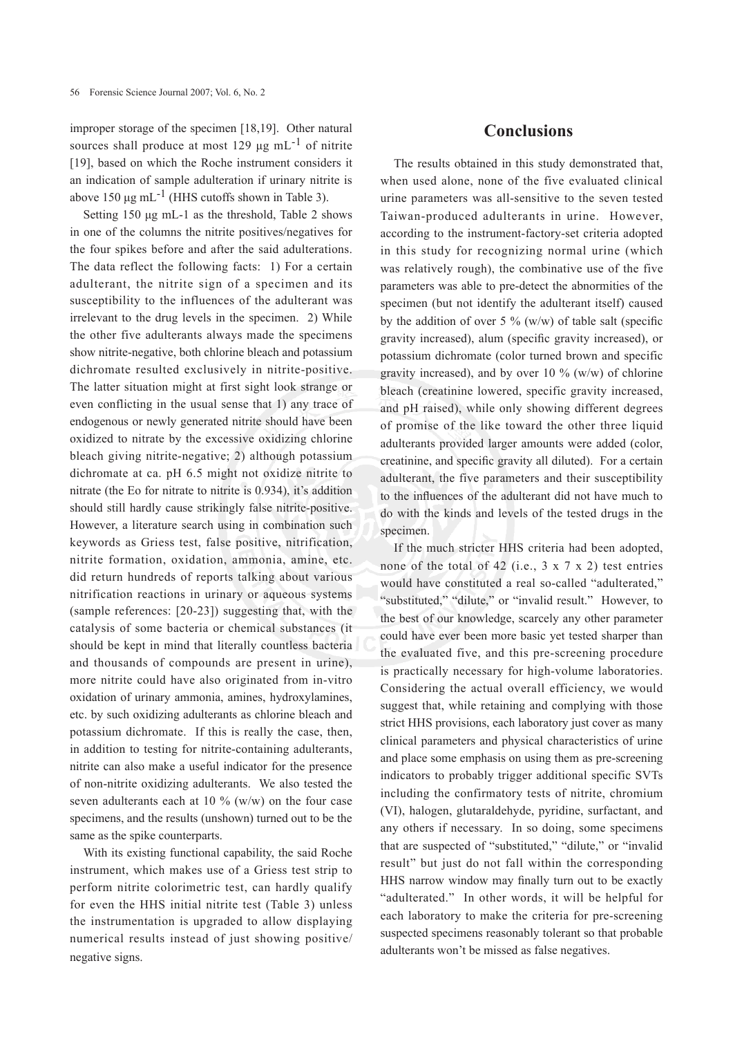improper storage of the specimen [18,19]. Other natural sources shall produce at most 129 μg $mL^{-1}$ of nitrite [19], based on which the Roche instrument considers it an indication of sample adulteration if urinary nitrite is above 150 μg $mL^{-1}$ (HHS cutoffs shown in Table 3).

Setting 150 μg mL-1 as the threshold, Table 2 shows in one of the columns the nitrite positives/negatives for the four spikes before and after the said adulterations. The data reflect the following facts: 1) For a certain adulterant, the nitrite sign of a specimen and its susceptibility to the influences of the adulterant was irrelevant to the drug levels in the specimen. 2) While the other five adulterants always made the specimens show nitrite-negative, both chlorine bleach and potassium dichromate resulted exclusively in nitrite-positive. The latter situation might at first sight look strange or even conflicting in the usual sense that 1) any trace of endogenous or newly generated nitrite should have been oxidized to nitrate by the excessive oxidizing chlorine bleach giving nitrite-negative; 2) although potassium dichromate at ca. pH 6.5 might not oxidize nitrite to nitrate (the Eo for nitrate to nitrite is 0.934), it's addition should still hardly cause strikingly false nitrite-positive. However, a literature search using in combination such keywords as Griess test, false positive, nitrification, nitrite formation, oxidation, ammonia, amine, etc. did return hundreds of reports talking about various nitrification reactions in urinary or aqueous systems (sample references: [20-23]) suggesting that, with the catalysis of some bacteria or chemical substances (it should be kept in mind that literally countless bacteria and thousands of compounds are present in urine), more nitrite could have also originated from in-vitro oxidation of urinary ammonia, amines, hydroxylamines, etc. by such oxidizing adulterants as chlorine bleach and potassium dichromate. If this is really the case, then, in addition to testing for nitrite-containing adulterants, nitrite can also make a useful indicator for the presence of non-nitrite oxidizing adulterants. We also tested the seven adulterants each at 10 % (w/w) on the four case specimens, and the results (unshown) turned out to be the same as the spike counterparts.

With its existing functional capability, the said Roche instrument, which makes use of a Griess test strip to perform nitrite colorimetric test, can hardly qualify for even the HHS initial nitrite test (Table 3) unless the instrumentation is upgraded to allow displaying numerical results instead of just showing positive/negative signs.

## Conclusions

The results obtained in this study demonstrated that, when used alone, none of the five evaluated clinical urine parameters was all-sensitive to the seven tested Taiwan-produced adulterants in urine. However, according to the instrument-factory-set criteria adopted in this study for recognizing normal urine (which was relatively rough), the combinative use of the five parameters was able to pre-detect the abnormities of the specimen (but not identify the adulterant itself) caused by the addition of over 5 % (w/w) of table salt (specific gravity increased), alum (specific gravity increased), or potassium dichromate (color turned brown and specific gravity increased), and by over 10 % (w/w) of chlorine bleach (creatinine lowered, specific gravity increased, and pH raised), while only showing different degrees of promise of the like toward the other three liquid adulterants provided larger amounts were added (color, creatinine, and specific gravity all diluted). For a certain adulterant, the five parameters and their susceptibility to the influences of the adulterant did not have much to do with the kinds and levels of the tested drugs in the specimen.

If the much stricter HHS criteria had been adopted, none of the total of 42 (i.e., 3 x 7 x 2) test entries would have constituted a real so-called "adulterated," "substituted," "dilute," or "invalid result." However, to the best of our knowledge, scarcely any other parameter could have ever been more basic yet tested sharper than the evaluated five, and this pre-screening procedure is practically necessary for high-volume laboratories. Considering the actual overall efficiency, we would suggest that, while retaining and complying with those strict HHS provisions, each laboratory just cover as many clinical parameters and physical characteristics of urine and place some emphasis on using them as pre-screening indicators to probably trigger additional specific SVTs including the confirmatory tests of nitrite, chromium (VI), halogen, glutaraldehyde, pyridine, surfactant, and any others if necessary. In so doing, some specimens that are suspected of "substituted," "dilute," or "invalid result" but just do not fall within the corresponding HHS narrow window may finally turn out to be exactly "adulterated." In other words, it will be helpful for each laboratory to make the criteria for pre-screening suspected specimens reasonably tolerant so that probable adulterants won't be missed as false negatives.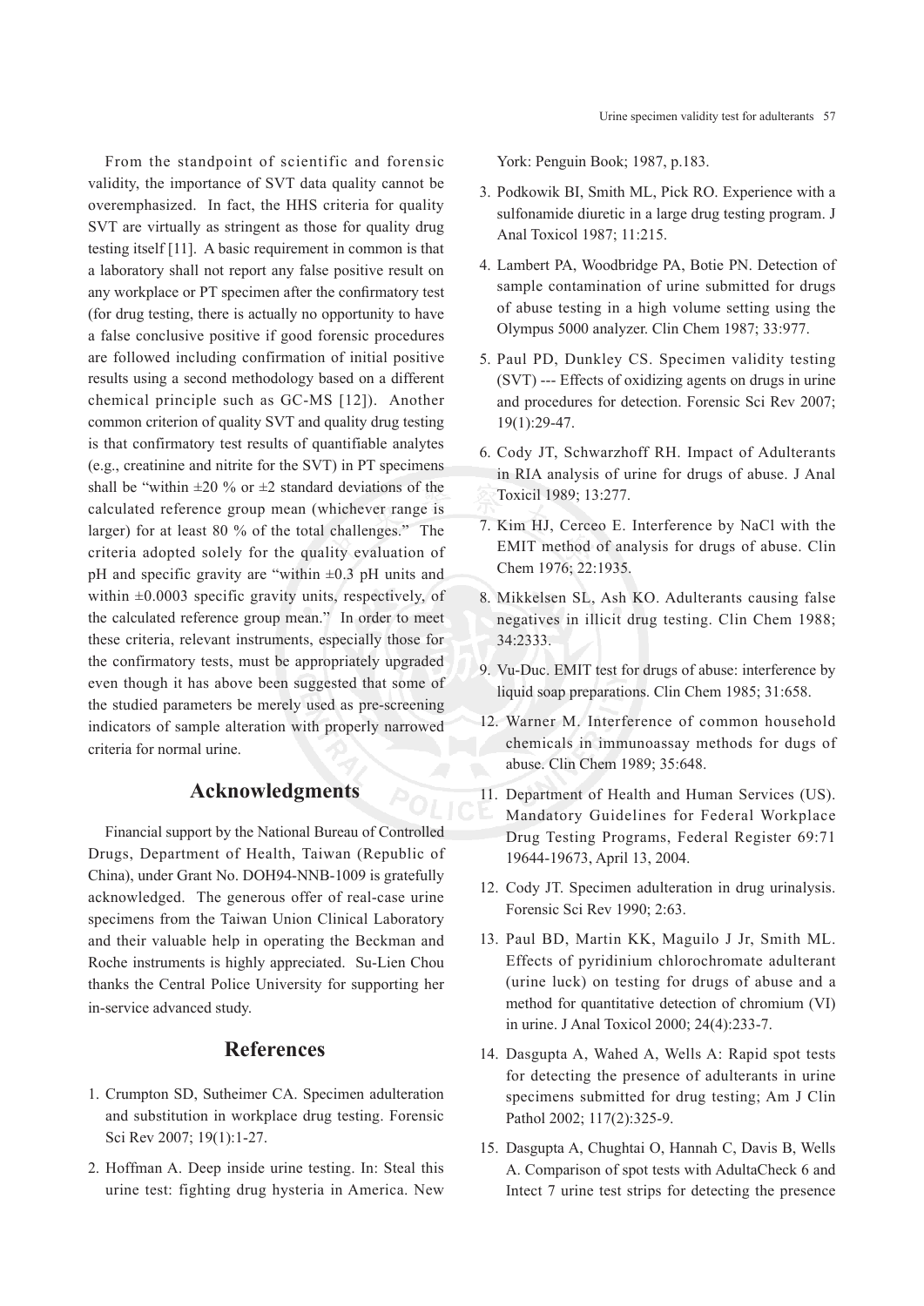From the standpoint of scientific and forensic validity, the importance of SVT data quality cannot be overemphasized. In fact, the HHS criteria for quality SVT are virtually as stringent as those for quality drug testing itself [11]. A basic requirement in common is that a laboratory shall not report any false positive result on any workplace or PT specimen after the confirmatory test (for drug testing, there is actually no opportunity to have a false conclusive positive if good forensic procedures are followed including confirmation of initial positive results using a second methodology based on a different chemical principle such as GC-MS [12]). Another common criterion of quality SVT and quality drug testing is that confirmatory test results of quantifiable analytes (e.g., creatinine and nitrite for the SVT) in PT specimens shall be "within ±20 % or ±2 standard deviations of the calculated reference group mean (whichever range is larger) for at least 80 % of the total challenges." The criteria adopted solely for the quality evaluation of pH and specific gravity are "within ±0.3 pH units and within ±0.0003 specific gravity units, respectively, of the calculated reference group mean." In order to meet these criteria, relevant instruments, especially those for the confirmatory tests, must be appropriately upgraded even though it has above been suggested that some of the studied parameters be merely used as pre-screening indicators of sample alteration with properly narrowed criteria for normal urine.

## Acknowledgments

Financial support by the National Bureau of Controlled Drugs, Department of Health, Taiwan (Republic of China), under Grant No. DOH94-NNB-1009 is gratefully acknowledged. The generous offer of real-case urine specimens from the Taiwan Union Clinical Laboratory and their valuable help in operating the Beckman and Roche instruments is highly appreciated. Su-Lien Chou thanks the Central Police University for supporting her in-service advanced study.

## References

1. Crumpton SD, Sutheimer CA. Specimen adulteration and substitution in workplace drug testing. Forensic Sci Rev 2007; 19(1):1-27.
2. Hoffman A. Deep inside urine testing. In: Steal this urine test: fighting drug hysteria in America. New York: Penguin Book; 1987, p.183.
3. Podkowik BI, Smith ML, Pick RO. Experience with a sulfonamide diuretic in a large drug testing program. J Anal Toxicol 1987; 11:215.
4. Lambert PA, Woodbridge PA, Botie PN. Detection of sample contamination of urine submitted for drugs of abuse testing in a high volume setting using the Olympus 5000 analyzer. Clin Chem 1987; 33:977.
5. Paul PD, Dunkley CS. Specimen validity testing (SVT) --- Effects of oxidizing agents on drugs in urine and procedures for detection. Forensic Sci Rev 2007; 19(1):29-47.
6. Cody JT, Schwarzhoff RH. Impact of Adulterants in RIA analysis of urine for drugs of abuse. J Anal Toxicil 1989; 13:277.
7. Kim HJ, Cerceo E. Interference by NaCl with the EMIT method of analysis for drugs of abuse. Clin Chem 1976; 22:1935.
8. Mikkelsen SL, Ash KO. Adulterants causing false negatives in illicit drug testing. Clin Chem 1988; 34:2333.
9. Vu-Duc. EMIT test for drugs of abuse: interference by liquid soap preparations. Clin Chem 1985; 31:658.
12. Warner M. Interference of common household chemicals in immunoassay methods for dugs of abuse. Clin Chem 1989; 35:648.
11. Department of Health and Human Services (US). Mandatory Guidelines for Federal Workplace Drug Testing Programs, Federal Register 69:71 19644-19673, April 13, 2004.
12. Cody JT. Specimen adulteration in drug urinalysis. Forensic Sci Rev 1990; 2:63.
13. Paul BD, Martin KK, Maguilo J Jr, Smith ML. Effects of pyridinium chlorochromate adulterant (urine luck) on testing for drugs of abuse and a method for quantitative detection of chromium (VI) in urine. J Anal Toxicol 2000; 24(4):233-7.
14. Dasgupta A, Wahed A, Wells A: Rapid spot tests for detecting the presence of adulterants in urine specimens submitted for drug testing; Am J Clin Pathol 2002; 117(2):325-9.
15. Dasgupta A, Chughtai O, Hannah C, Davis B, Wells A. Comparison of spot tests with AdultaCheck 6 and Intect 7 urine test strips for detecting the presence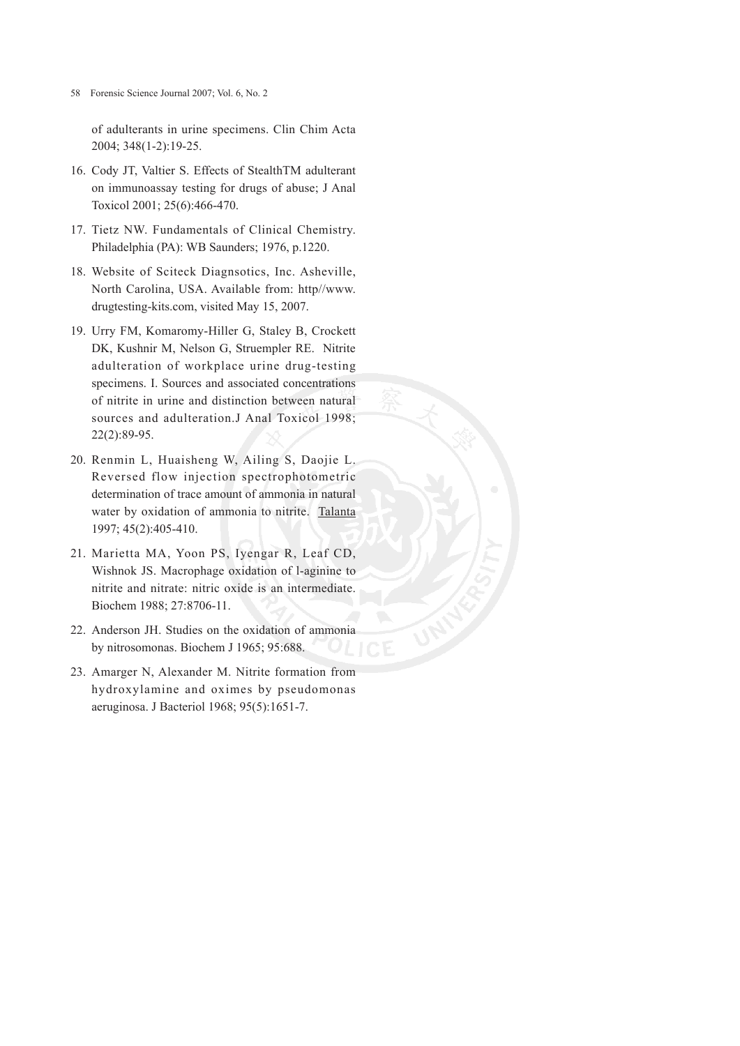of adulterants in urine specimens. Clin Chim Acta 2004; 348(1-2):19-25.

16. Cody JT, Valtier S. Effects of StealthTM adulterant on immunoassay testing for drugs of abuse; J Anal Toxicol 2001; 25(6):466-470.
17. Tietz NW. Fundamentals of Clinical Chemistry. Philadelphia (PA): WB Saunders; 1976, p.1220.
18. Website of Sciteck Diagnsotics, Inc. Asheville, North Carolina, USA. Available from: http//www.drugtesting-kits.com, visited May 15, 2007.
19. Urry FM, Komaromy-Hiller G, Staley B, Crockett DK, Kushnir M, Nelson G, Struempler RE. Nitrite adulteration of workplace urine drug-testing specimens. I. Sources and associated concentrations of nitrite in urine and distinction between natural sources and adulteration.J Anal Toxicol 1998; 22(2):89-95.
20. Renmin L, Huaisheng W, Ailing S, Daojie L. Reversed flow injection spectrophotometric determination of trace amount of ammonia in natural water by oxidation of ammonia to nitrite. Talanta 1997; 45(2):405-410.
21. Marietta MA, Yoon PS, Iyengar R, Leaf CD, Wishnok JS. Macrophage oxidation of l-aginine to nitrite and nitrate: nitric oxide is an intermediate. Biochem 1988; 27:8706-11.
22. Anderson JH. Studies on the oxidation of ammonia by nitrosomonas. Biochem J 1965; 95:688.
23. Amarger N, Alexander M. Nitrite formation from hydroxylamine and oximes by pseudomonas aeruginosa. J Bacteriol 1968; 95(5):1651-7.